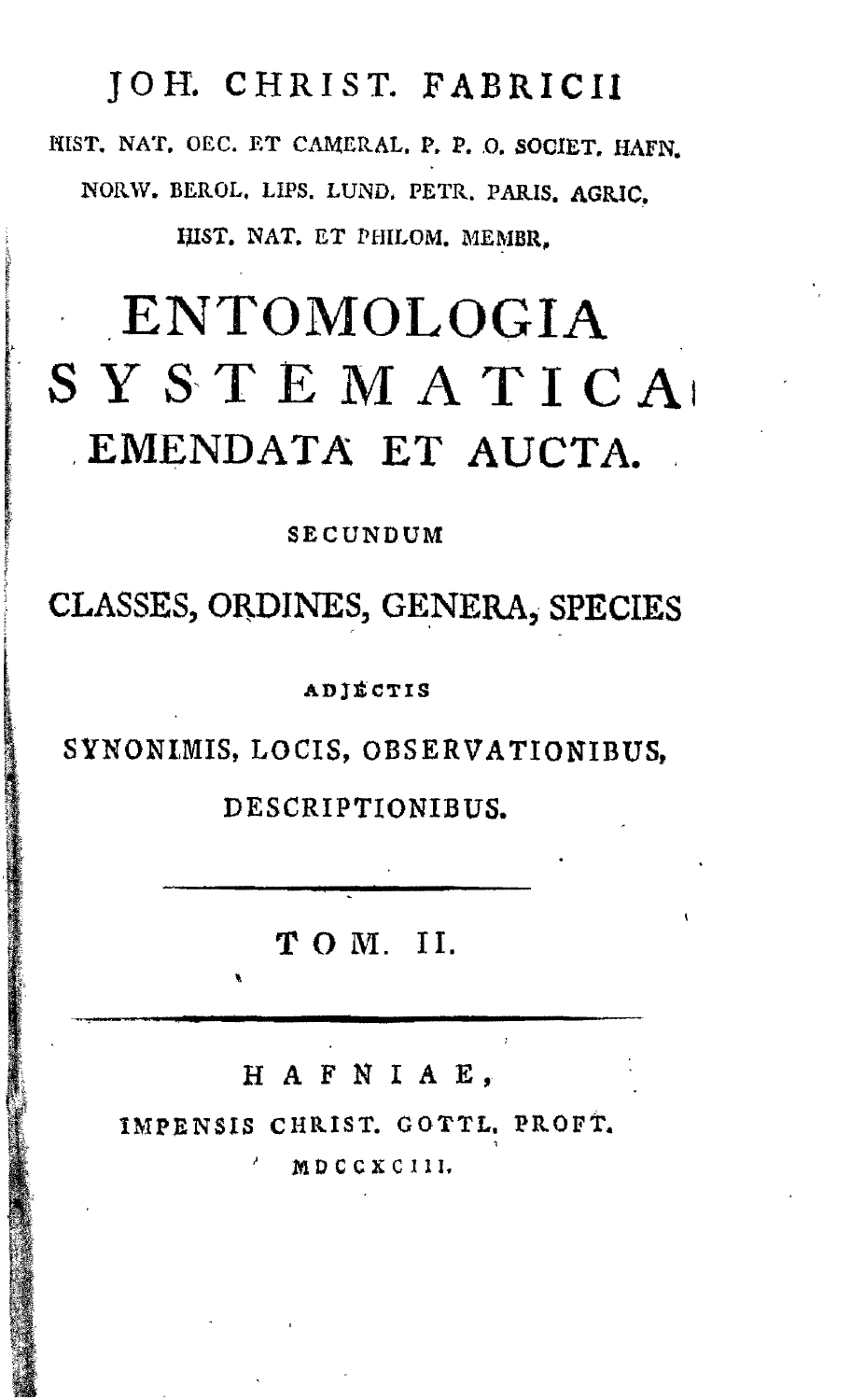JOH. CHRIST. FABRICII

HIST. NAT. OEC. ET CAMERAL. P. P. O. SOCIET. HAFN.
NORW. BEROL. LIPS. LUND. PETR. PARIS. AGRIC.
HIST. NAT. ET PHILOM. MEMBR.

# ENTOMOLOGIA SYSTEMATICA
## EMENDATA ET AUCTA.

SECUNDUM

CLASSES, ORDINES, GENERA, SPECIES

ADJECTIS

SYNONIMIS, LOCIS, OBSERVATIONIBUS,
DESCRIPTIONIBUS.

---

TOM. II.

---

HAFNIAE,
IMPENSIS CHRIST. GOTTL. PROFT.
MDCCXCIII.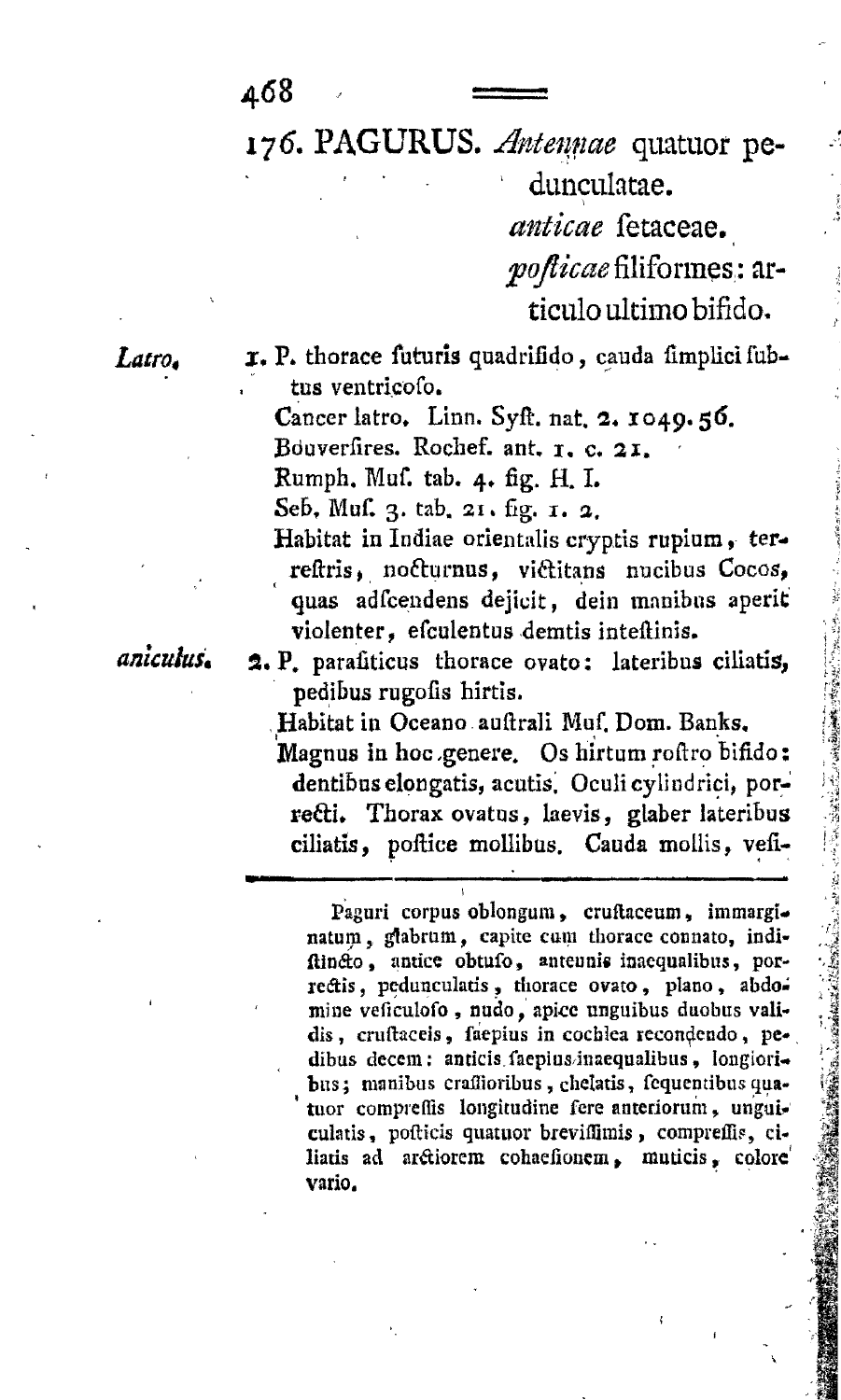## 176. PAGURUS. *Antennae* quatuor pedunculatae.
*anticae* setaceae.
*posticae* filiformes: articulo ultimo bifido.

*Latro.* 1. P. thorace suturis quadrifido, cauda simplici subtus ventricoso.

Cancer latro. Linn. Syst. nat. 2. 1049. 56.
Bouversires. Rochef. ant. 1. c. 21.
Rumph. Mus. tab. 4. fig. H. I.
Seb. Mus. 3. tab. 21. fig. 1. 2.
Habitat in Indiae orientalis cryptis rupium, terrestris, nocturnus, victitans nucibus Cocos, quas adscendens dejicit, dein manibus aperit violenter, esculentus demtis intestinis.

*aniculus.* 2. P. parasiticus thorace ovato: lateribus ciliatis, pedibus rugosis hirtis.

Habitat in Oceano australi Mus. Dom. Banks.
Magnus in hoc genere. Os hirtum rostro bifido: dentibus elongatis, acutis. Oculi cylindrici, porrecti. Thorax ovatus, laevis, glaber lateribus ciliatis, postice mollibus. Cauda mollis, vesi-

---

Paguri corpus oblongum, crustaceum, immarginatum, glabrum, capite cum thorace connato, indistincto, antice obtuso, antennis inaequalibus, porrectis, pedunculatis, thorace ovato, plano, abdomine vesiculoso, nudo, apice unguibus duobus validis, crustaceis, saepius in cochlea recondendo, pedibus decem: anticis saepius inaequalibus, longioribus; manibus crassioribus, chelatis, sequentibus quatuor compressis longitudine fere anteriorum, unguiculatis, posticis quatuor brevissimis, compressis, ciliatis ad arctiorem cohaesionem, muticis, colore vario.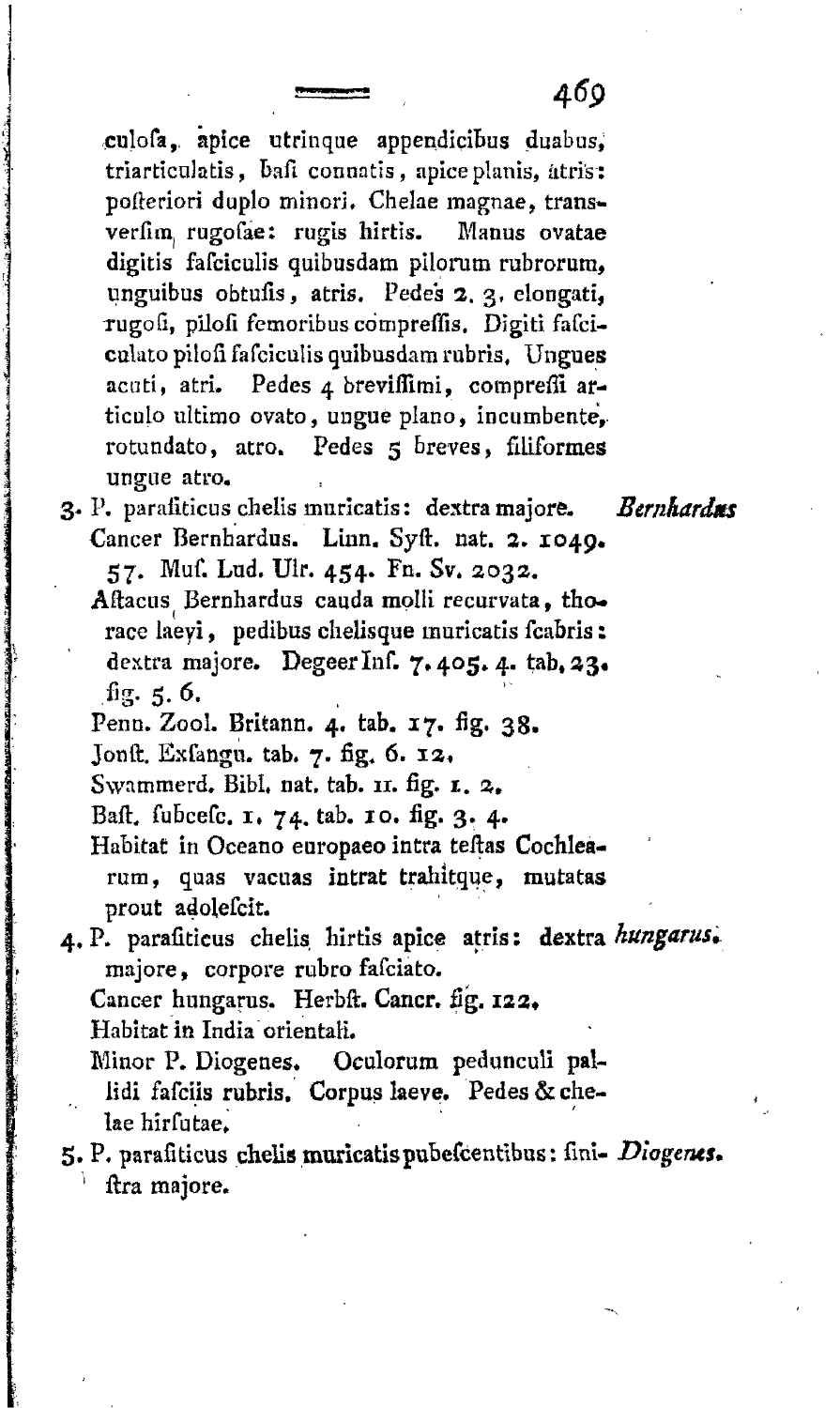culosa, apice utrinque appendicibus duabus, triarticulatis, basi connatis, apice planis, atris: posteriori duplo minori. Chelae magnae, transversim rugosae: rugis hirtis. Manus ovatae digitis fasciculis quibusdam pilorum rubrorum, unguibus obtusis, atris. Pedes 2. 3. elongati, rugosi, pilosi femoribus compressis. Digiti fasciculato pilosi fasciculis quibusdam rubris. Ungues acuti, atri. Pedes 4 brevissimi, compressi articulo ultimo ovato, ungue plano, incumbente, rotundato, atro. Pedes 5 breves, filiformes ungue atro.

3. P. parasiticus chelis muricatis: dextra majore. *Bernhardus*

Cancer Bernhardus. Linn. Syst. nat. 2. 1049. 57. Mus. Lud. Ulr. 454. Fn. Sv. 2032.

Astacus Bernhardus cauda molli recurvata, thorace laevi, pedibus chelisque muricatis scabris: dextra majore. Degeer Ins. 7. 405. 4. tab. 23. fig. 5. 6.

Penn. Zool. Britann. 4. tab. 17. fig. 38.

Jonst. Exsangu. tab. 7. fig. 6. 12.

Swammerd. Bibl. nat. tab. 11. fig. 1. 2.

Bast. subcesc. 1. 74. tab. 10. fig. 3. 4.

Habitat in Oceano europaeo intra testas Cochlearum, quas vacuas intrat trahitque, mutatas prout adolescit.

4. P. parasiticus chelis hirtis apice atris: dextra majore, corpore rubro fasciato. *hungarus.*

Cancer hungarus. Herbst. Cancr. fig. 122.

Habitat in India orientali.

Minor P. Diogenes. Oculorum pedunculi pallidi fasciis rubris. Corpus laeve. Pedes & chelae hirsutae.

5. P. parasiticus chelis muricatis pubescentibus: sinistra majore. *Diogenes.*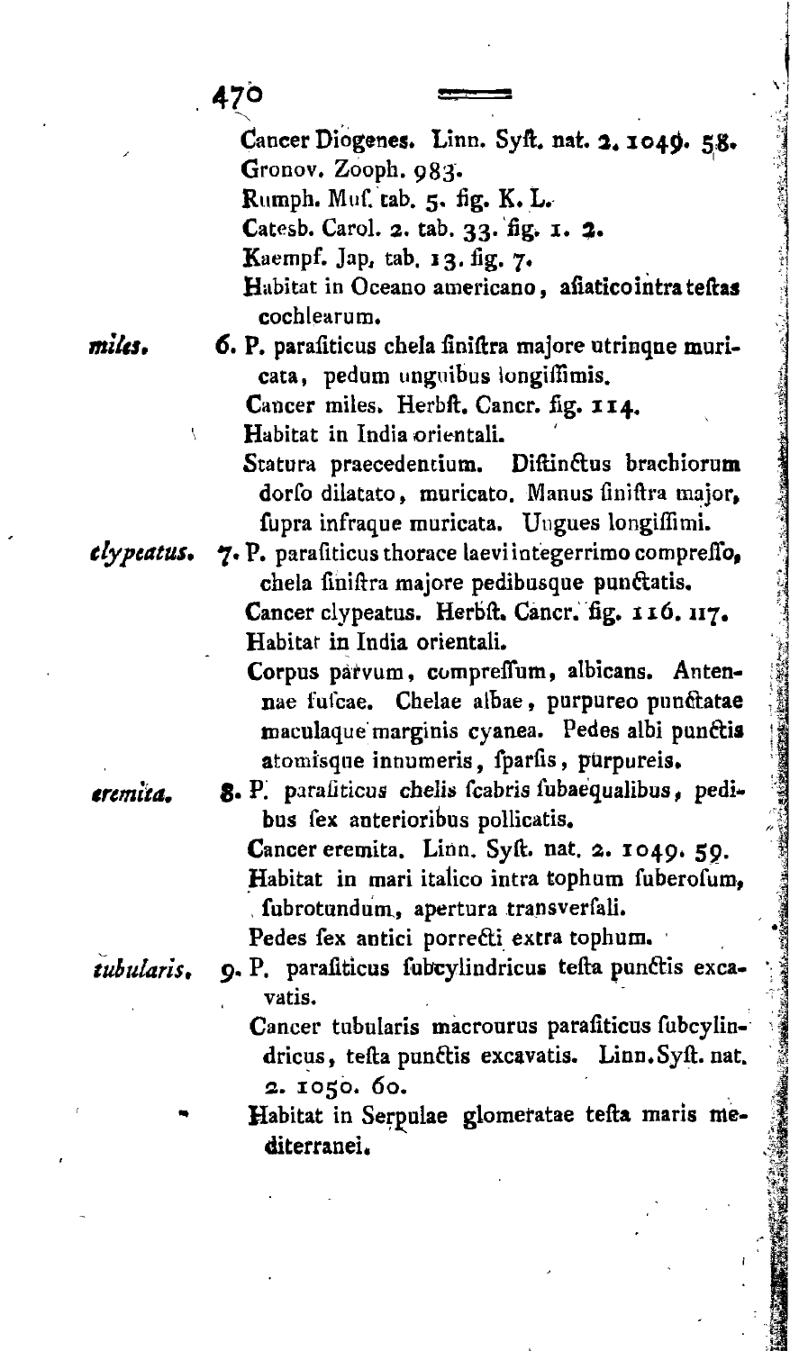Cancer Diogenes. Linn. Syst. nat. 2. 1049. 58.
Gronov. Zooph. 983.
Rumph. Mus. tab. 5. fig. K. L.
Catesb. Carol. 2. tab. 33. fig. 1. 2.
Kaempf. Jap. tab. 13. fig. 7.
Habitat in Oceano americano, asiatico intra testas cochlearum.

*miles.* 6. P. parasiticus chela sinistra majore utrinque muricata, pedum unguibus longissimis.
Cancer miles. Herbst. Cancr. fig. 114.
Habitat in India orientali.
Statura praecedentium. Distinctus brachiorum dorso dilatato, muricato. Manus sinistra major, supra infraque muricata. Ungues longissimi.

*clypeatus.* 7. P. parasiticus thorace laevi integerrimo compresso, chela sinistra majore pedibusque punctatis.
Cancer clypeatus. Herbst. Cancr. fig. 116. 117.
Habitat in India orientali.
Corpus parvum, compressum, albicans. Antennae fuscae. Chelae albae, purpureo punctatae maculaque marginis cyanea. Pedes albi punctis atomisque innumeris, sparsis, purpureis.

*eremita.* 8. P. parasiticus chelis scabris subaequalibus, pedibus sex anterioribus pollicatis.
Cancer eremita. Linn. Syst. nat. 2. 1049. 59.
Habitat in mari italico intra tophum suberosum, subrotundum, apertura transversali.
Pedes sex antici porrecti extra tophum.

*tubularis.* 9. P. parasiticus subcylindricus testa punctis excavatis.
Cancer tubularis macrourus parasiticus subcylindricus, testa punctis excavatis. Linn. Syst. nat. 2. 1050. 60.
Habitat in Serpulae glomeratae testa maris mediterranei.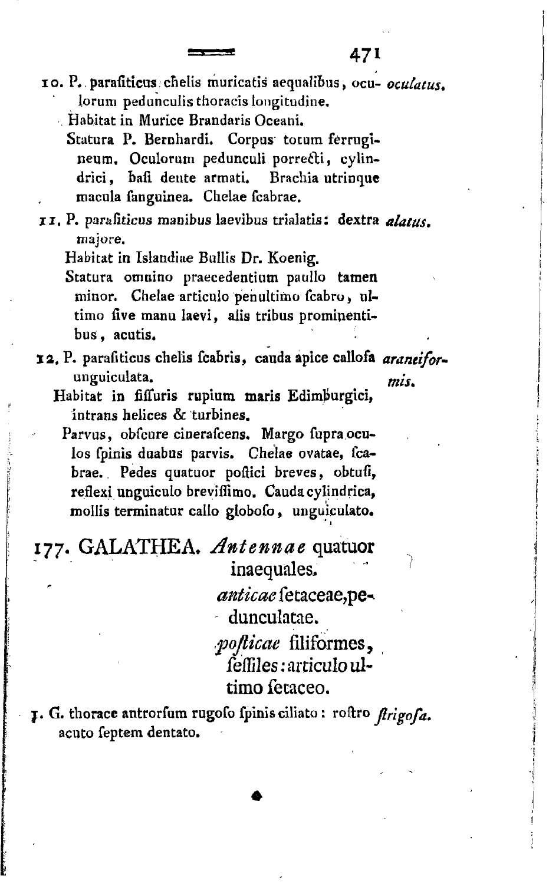10. P. parasiticus chelis muricatis aequalibus, oculorum pedunculis thoracis longitudine. *oculatus.*

Habitat in Murice Brandaris Oceani.

Statura P. Bernhardi. Corpus totum ferrugineum. Oculorum pedunculi porrecti, cylindrici, basi dente armati. Brachia utrinque macula sanguinea. Chelae scabrae.

11. P. parasiticus manibus laevibus trialatis: dextra majore. *alatus.*

Habitat in Islandiae Bullis Dr. Koenig.

Statura omnino praecedentium paullo tamen minor. Chelae articulo penultimo scabro, ultimo sive manu laevi, aliis tribus prominentibus, acutis.

12. P. parasiticus chelis scabris, cauda apice callosa unguiculata. *araneiformis.*

Habitat in fissuris rupium maris Edimburgici, intrans helices & turbines.

Parvus, obscure cinerascens. Margo supra oculos spinis duabus parvis. Chelae ovatae, scabrae. Pedes quatuor postici breves, obtusi, reflexi unguiculo brevissimo. Cauda cylindrica, mollis terminatur callo globoso, unguiculato.

## 177. GALATHEA. *Antennae* quatuor inaequales.

*anticae* setaceae, pedunculatae.

*posticae* filiformes, sessiles: articulo ultimo setaceo.

1. G. thorace antrorsum rugoso spinis ciliato: rostro acuto septem dentato. *strigosa.*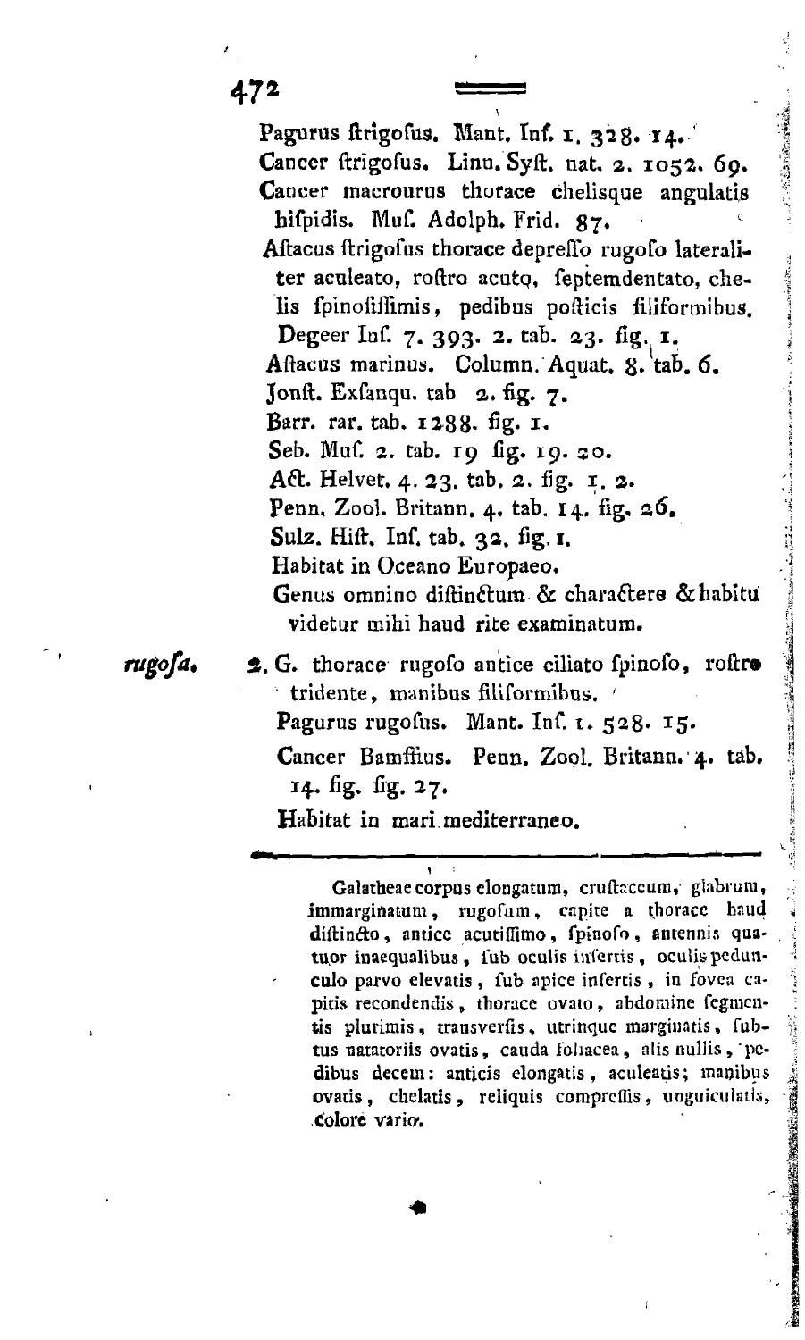Pagurus ſtrigoſus. Mant. Inf. 1. 328. 14.

Cancer ſtrigoſus. Linn. Syſt. nat. 2. 1052. 69.

Cancer macrourus thorace chelisque angulatis hiſpidis. Muſ. Adolph. Frid. 87.

Aſtacus ſtrigoſus thorace depreſſo rugoſo lateraliter aculeato, roſtro acuto, ſeptemdentato, chelis ſpinoſiſſimis, pedibus poſticis filiformibus. Degeer Inſ. 7. 393. 2. tab. 23. fig. 1.

Aſtacus marinus. Column. Aquat. 8. tab. 6.

Jonſt. Exſanqu. tab 2. fig. 7.

Barr. rar. tab. 1288. fig. 1.

Seb. Muſ. 2. tab. 19 fig. 19. 20.

Act. Helvet. 4. 23. tab. 2. fig. 1. 2.

Penn. Zool. Britann. 4. tab. 14. fig. 26.

Sulz. Hiſt. Inſ. tab. 32. fig. 1.

Habitat in Oceano Europaeo.

Genus omnino diſtinctum & charactere & habitu videtur mihi haud rite examinatum.

*rugoſa.* 2. G. thorace rugoſo antice ciliato ſpinoſo, roſtro tridente, manibus filiformibus.

Pagurus rugoſus. Mant. Inſ. 1. 528. 15.

Cancer Bamffius. Penn. Zool. Britann. 4. tab. 14. fig. fig. 27.

Habitat in mari mediterraneo.

---

Galatheae corpus elongatum, cruſtaceum, glabrum, immarginatum, rugoſum, capite a thorace haud diſtincto, antice acutiſſimo, ſpinoſo, antennis quatuor inaequalibus, ſub oculis inſertis, oculis pedunculo parvo elevatis, ſub apice inſertis, in fovea capitis recondendis, thorace ovato, abdomine ſegmentis plurimis, transverſis, utrinque marginatis, ſubtus natatoriis ovatis, cauda foliacea, alis nullis, pedibus decem: anticis elongatis, aculeatis; manibus ovatis, chelatis, reliquis compreſſis, unguiculatis, colore vario.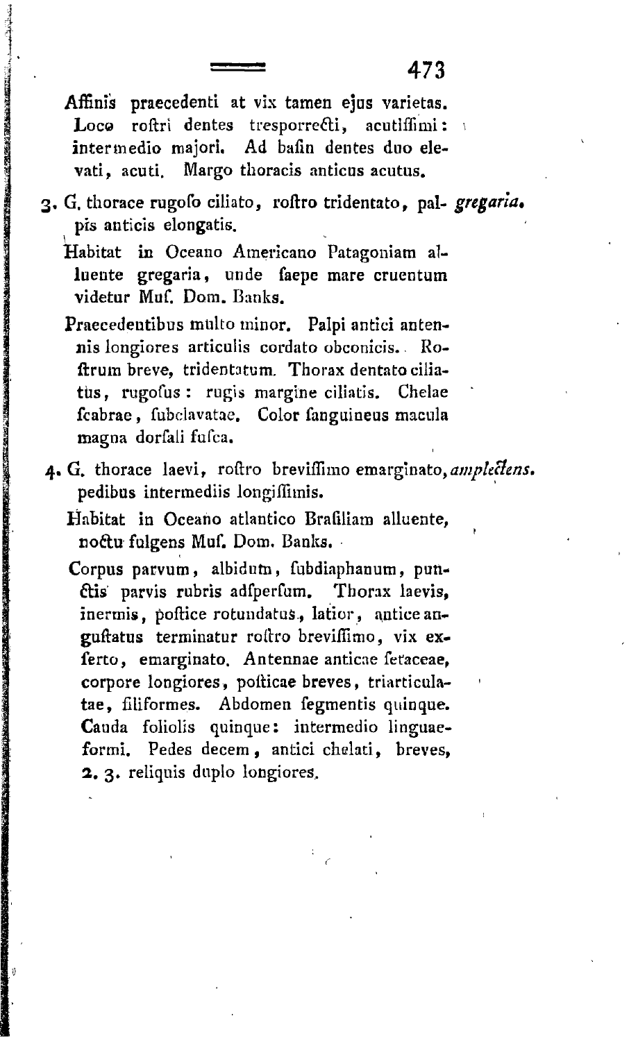Affinis praecedenti at vix tamen ejus varietas. Loco roſtri dentes tresporrecti, acutiſſimi: intermedio majori. Ad baſin dentes duo elevati, acuti. Margo thoracis anticus acutus.

3. G. thorace rugoſo ciliato, roſtro tridentato, palpis anticis elongatis. *gregaria.*

Habitat in Oceano Americano Patagoniam alluente gregaria, unde ſaepe mare cruentum videtur Muſ. Dom. Banks.

Praecedentibus multo minor. Palpi antici antennis longiores articulis cordato obconicis. Roſtrum breve, tridentatum. Thorax dentato ciliatus, rugoſus: rugis margine ciliatis. Chelae ſcabrae, ſubclavatae. Color ſanguineus macula magna dorſali fuſca.

4. G. thorace laevi, roſtro breviſſimo emarginato, pedibus intermediis longiſſimis. *amplectens.*

Habitat in Oceano atlantico Braſiliam alluente, noctu fulgens Muſ. Dom. Banks.

Corpus parvum, albidum, ſubdiaphanum, punctis parvis rubris adſperſum. Thorax laevis, inermis, poſtice rotundatus, latior, antice anguſtatus terminatur roſtro breviſſimo, vix exſerto, emarginato. Antennae anticae ſetaceae, corpore longiores, poſticae breves, triarticulatae, filiformes. Abdomen ſegmentis quinque. Cauda foliolis quinque: intermedio linguaeformi. Pedes decem, antici chelati, breves, 2. 3. reliquis duplo longiores.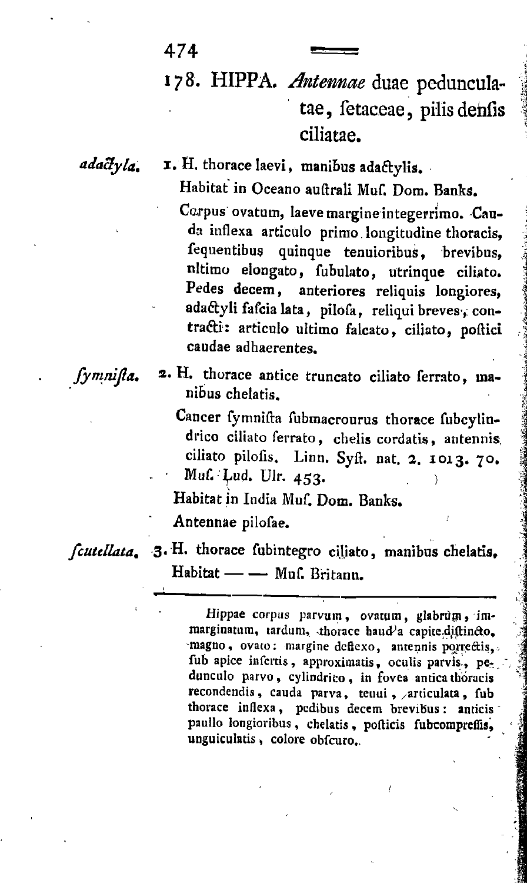## 178. HIPPA. *Antennae* duae pedunculatae, fetaceae, pilis denfis ciliatae.

*adactyla.* 1. H. thorace laevi, manibus adactylis.

Habitat in Oceano auftrali Muf. Dom. Banks.

Corpus ovatum, laeve margine integerrimo. Cauda inflexa articulo primo longitudine thoracis, fequentibus quinque tenuioribus, brevibus, ultimo elongato, fubulato, utrinque ciliato. Pedes decem, anteriores reliquis longiores, adactyli fafcia lata, pilofa, reliqui breves, contracti: articulo ultimo falcato, ciliato, poftici caudae adhaerentes.

*fymnifta.* 2. H. thorace antice truncato ciliato ferrato, manibus chelatis.

Cancer fymnifta fubmacrourus thorace fubcylindrico ciliato ferrato, chelis cordatis, antennis ciliato pilofis. Linn. Syft. nat. 2. 1013. 70. Muf. Lud. Ulr. 453.

Habitat in India Muf. Dom. Banks.

Antennae pilofae.

*fcutellata.* 3. H. thorace fubintegro ciliato, manibus chelatis.

Habitat — — Muf. Britann.

---

*Hippae corpus parvum, ovatum, glabrum, immarginatum, tardum, thorace haud a capite diftincto, magno, ovato: margine deflexo, antennis porrectis, fub apice infertis, approximatis, oculis parvis, pedunculo parvo, cylindrico, in fovea antica thoracis recondendis, cauda parva, tenui, articulata, fub thorace inflexa, pedibus decem brevibus: anticis paullo longioribus, chelatis, pofticis fubcompreffis, unguiculatis, colore obfcuro.*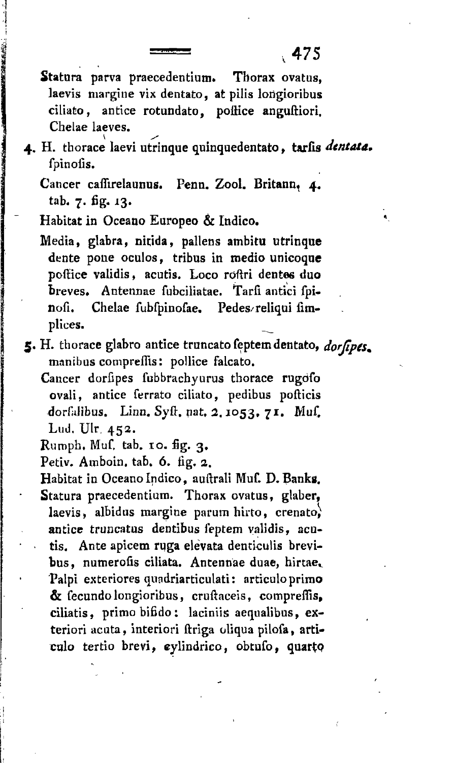Statura parva praecedentium. Thorax ovatus, laevis margine vix dentato, at pilis longioribus ciliato, antice rotundato, postice angustiori. Chelae laeves.

4. H. thorace laevi utrinque quinquedentato, tarsis spinosis. *dentata.*

Cancer cassirelaunus. Penn. Zool. Britann. 4. tab. 7. fig. 13.

Habitat in Oceano Europeo & Indico.

Media, glabra, nitida, pallens ambitu utrinque dente pone oculos, tribus in medio unicoque postice validis, acutis. Loco rostri dentes duo breves. Antennae subciliatae. Tarsi antici spinosi. Chelae subspinosae. Pedes reliqui simplices.

5. H. thorace glabro antice truncato septem dentato, manibus compressis: pollice falcato. *dorsipes.*

Cancer dorsipes subbrachyurus thorace rugoso ovali, antice serrato ciliato, pedibus posticis dorsalibus. Linn. Syst. nat. 2. 1053. 71. Mus. Lud. Ulr. 452.

Rumph. Mus. tab. 10. fig. 3.

Petiv. Amboin. tab. 6. fig. 2.

Habitat in Oceano Indico, australi Mus. D. Banks.

Statura praecedentium. Thorax ovatus, glaber, laevis, albidus margine parum hirto, crenato, antice truncatus dentibus septem validis, acutis. Ante apicem ruga elevata denticulis brevibus, numerosis ciliata. Antennae duae, hirtae. Palpi exteriores quadriarticulati: articulo primo & secundo longioribus, crustaceis, compressis, ciliatis, primo bifido: laciniis aequalibus, exteriori acuta, interiori striga oliqua pilosa, articulo tertio brevi, cylindrico, obtuso, quarto